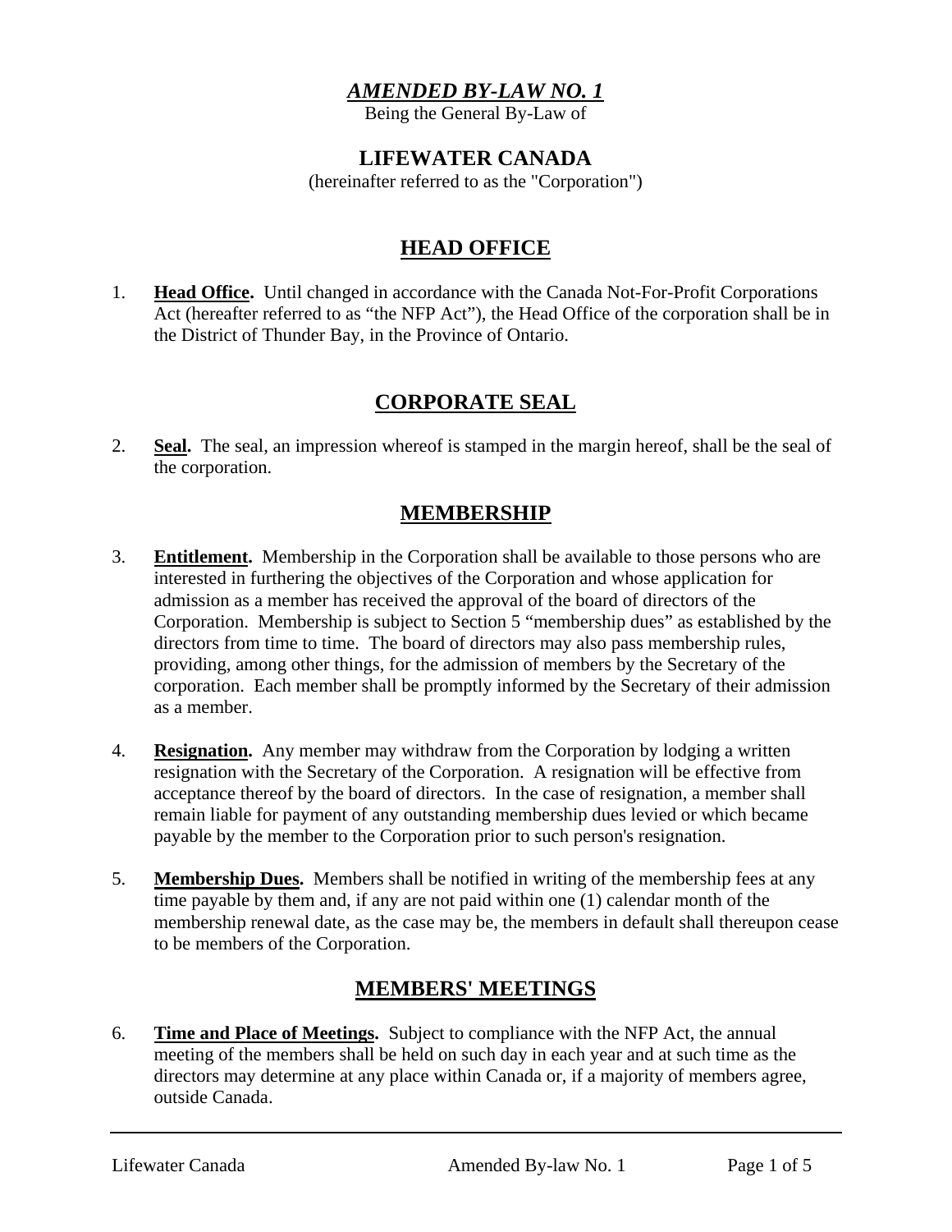# *AMENDED BY-LAW NO. 1*

Being the General By-Law of

## LIFEWATER CANADA

(hereinafter referred to as the "Corporation")

## HEAD OFFICE

1. **Head Office.** Until changed in accordance with the Canada Not-For-Profit Corporations Act (hereafter referred to as "the NFP Act"), the Head Office of the corporation shall be in the District of Thunder Bay, in the Province of Ontario.

## CORPORATE SEAL

2. **Seal.** The seal, an impression whereof is stamped in the margin hereof, shall be the seal of the corporation.

## MEMBERSHIP

3. **Entitlement.** Membership in the Corporation shall be available to those persons who are interested in furthering the objectives of the Corporation and whose application for admission as a member has received the approval of the board of directors of the Corporation. Membership is subject to Section 5 "membership dues" as established by the directors from time to time. The board of directors may also pass membership rules, providing, among other things, for the admission of members by the Secretary of the corporation. Each member shall be promptly informed by the Secretary of their admission as a member.

4. **Resignation.** Any member may withdraw from the Corporation by lodging a written resignation with the Secretary of the Corporation. A resignation will be effective from acceptance thereof by the board of directors. In the case of resignation, a member shall remain liable for payment of any outstanding membership dues levied or which became payable by the member to the Corporation prior to such person's resignation.

5. **Membership Dues.** Members shall be notified in writing of the membership fees at any time payable by them and, if any are not paid within one (1) calendar month of the membership renewal date, as the case may be, the members in default shall thereupon cease to be members of the Corporation.

## MEMBERS' MEETINGS

6. **Time and Place of Meetings.** Subject to compliance with the NFP Act, the annual meeting of the members shall be held on such day in each year and at such time as the directors may determine at any place within Canada or, if a majority of members agree, outside Canada.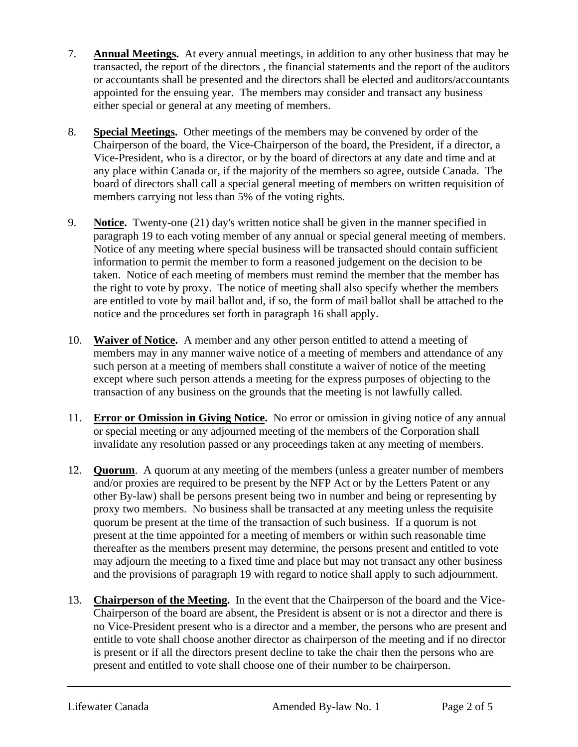7. **Annual Meetings.** At every annual meetings, in addition to any other business that may be transacted, the report of the directors , the financial statements and the report of the auditors or accountants shall be presented and the directors shall be elected and auditors/accountants appointed for the ensuing year. The members may consider and transact any business either special or general at any meeting of members.

8. **Special Meetings.** Other meetings of the members may be convened by order of the Chairperson of the board, the Vice-Chairperson of the board, the President, if a director, a Vice-President, who is a director, or by the board of directors at any date and time and at any place within Canada or, if the majority of the members so agree, outside Canada. The board of directors shall call a special general meeting of members on written requisition of members carrying not less than 5% of the voting rights.

9. **Notice.** Twenty-one (21) day's written notice shall be given in the manner specified in paragraph 19 to each voting member of any annual or special general meeting of members. Notice of any meeting where special business will be transacted should contain sufficient information to permit the member to form a reasoned judgement on the decision to be taken. Notice of each meeting of members must remind the member that the member has the right to vote by proxy. The notice of meeting shall also specify whether the members are entitled to vote by mail ballot and, if so, the form of mail ballot shall be attached to the notice and the procedures set forth in paragraph 16 shall apply.

10. **Waiver of Notice.** A member and any other person entitled to attend a meeting of members may in any manner waive notice of a meeting of members and attendance of any such person at a meeting of members shall constitute a waiver of notice of the meeting except where such person attends a meeting for the express purposes of objecting to the transaction of any business on the grounds that the meeting is not lawfully called.

11. **Error or Omission in Giving Notice.** No error or omission in giving notice of any annual or special meeting or any adjourned meeting of the members of the Corporation shall invalidate any resolution passed or any proceedings taken at any meeting of members.

12. **Quorum**. A quorum at any meeting of the members (unless a greater number of members and/or proxies are required to be present by the NFP Act or by the Letters Patent or any other By-law) shall be persons present being two in number and being or representing by proxy two members. No business shall be transacted at any meeting unless the requisite quorum be present at the time of the transaction of such business. If a quorum is not present at the time appointed for a meeting of members or within such reasonable time thereafter as the members present may determine, the persons present and entitled to vote may adjourn the meeting to a fixed time and place but may not transact any other business and the provisions of paragraph 19 with regard to notice shall apply to such adjournment.

13. **Chairperson of the Meeting.** In the event that the Chairperson of the board and the Vice-Chairperson of the board are absent, the President is absent or is not a director and there is no Vice-President present who is a director and a member, the persons who are present and entitle to vote shall choose another director as chairperson of the meeting and if no director is present or if all the directors present decline to take the chair then the persons who are present and entitled to vote shall choose one of their number to be chairperson.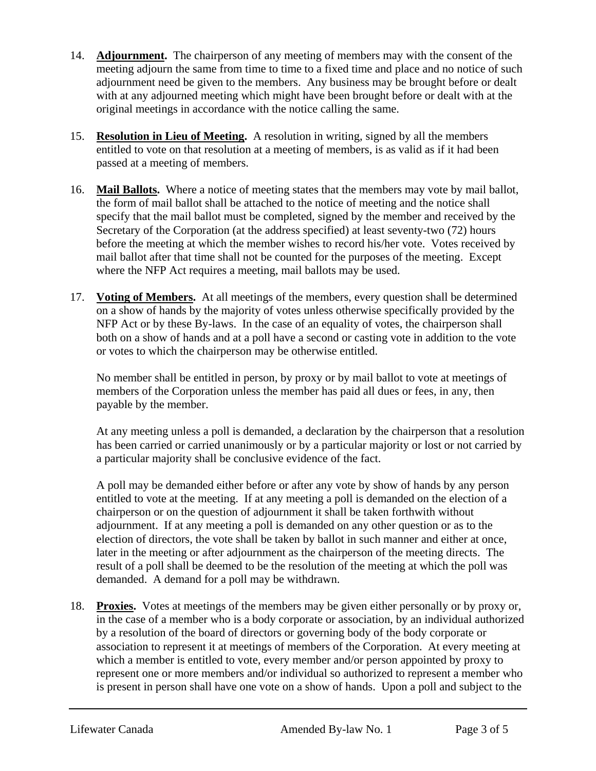14. **Adjournment.** The chairperson of any meeting of members may with the consent of the meeting adjourn the same from time to time to a fixed time and place and no notice of such adjournment need be given to the members. Any business may be brought before or dealt with at any adjourned meeting which might have been brought before or dealt with at the original meetings in accordance with the notice calling the same.

15. **Resolution in Lieu of Meeting.** A resolution in writing, signed by all the members entitled to vote on that resolution at a meeting of members, is as valid as if it had been passed at a meeting of members.

16. **Mail Ballots.** Where a notice of meeting states that the members may vote by mail ballot, the form of mail ballot shall be attached to the notice of meeting and the notice shall specify that the mail ballot must be completed, signed by the member and received by the Secretary of the Corporation (at the address specified) at least seventy-two (72) hours before the meeting at which the member wishes to record his/her vote. Votes received by mail ballot after that time shall not be counted for the purposes of the meeting. Except where the NFP Act requires a meeting, mail ballots may be used.

17. **Voting of Members.** At all meetings of the members, every question shall be determined on a show of hands by the majority of votes unless otherwise specifically provided by the NFP Act or by these By-laws. In the case of an equality of votes, the chairperson shall both on a show of hands and at a poll have a second or casting vote in addition to the vote or votes to which the chairperson may be otherwise entitled.

    No member shall be entitled in person, by proxy or by mail ballot to vote at meetings of members of the Corporation unless the member has paid all dues or fees, in any, then payable by the member.

    At any meeting unless a poll is demanded, a declaration by the chairperson that a resolution has been carried or carried unanimously or by a particular majority or lost or not carried by a particular majority shall be conclusive evidence of the fact.

    A poll may be demanded either before or after any vote by show of hands by any person entitled to vote at the meeting. If at any meeting a poll is demanded on the election of a chairperson or on the question of adjournment it shall be taken forthwith without adjournment. If at any meeting a poll is demanded on any other question or as to the election of directors, the vote shall be taken by ballot in such manner and either at once, later in the meeting or after adjournment as the chairperson of the meeting directs. The result of a poll shall be deemed to be the resolution of the meeting at which the poll was demanded. A demand for a poll may be withdrawn.

18. **Proxies.** Votes at meetings of the members may be given either personally or by proxy or, in the case of a member who is a body corporate or association, by an individual authorized by a resolution of the board of directors or governing body of the body corporate or association to represent it at meetings of members of the Corporation. At every meeting at which a member is entitled to vote, every member and/or person appointed by proxy to represent one or more members and/or individual so authorized to represent a member who is present in person shall have one vote on a show of hands. Upon a poll and subject to the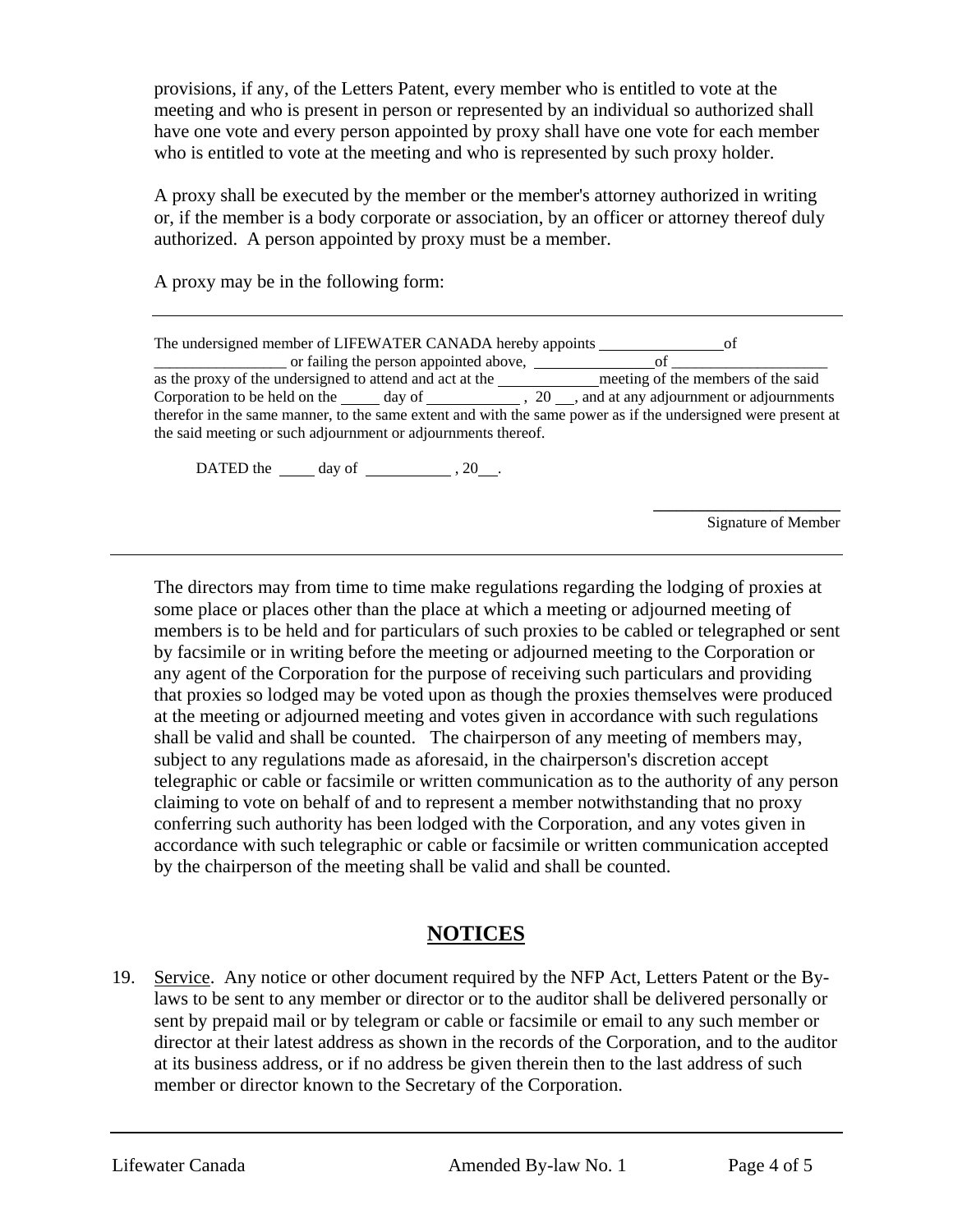provisions, if any, of the Letters Patent, every member who is entitled to vote at the meeting and who is present in person or represented by an individual so authorized shall have one vote and every person appointed by proxy shall have one vote for each member who is entitled to vote at the meeting and who is represented by such proxy holder.

A proxy shall be executed by the member or the member's attorney authorized in writing or, if the member is a body corporate or association, by an officer or attorney thereof duly authorized. A person appointed by proxy must be a member.

A proxy may be in the following form:

---

The undersigned member of LIFEWATER CANADA hereby appoints ________________ of ________________ or failing the person appointed above, ________________ of ____________________ as the proxy of the undersigned to attend and act at the ____________ meeting of the members of the said Corporation to be held on the _____ day of ____________, 20 __, and at any adjournment or adjournments therefor in the same manner, to the same extent and with the same power as if the undersigned were present at the said meeting or such adjournment or adjournments thereof.

DATED the _____ day of ___________, 20___.

______________________
Signature of Member

---

The directors may from time to time make regulations regarding the lodging of proxies at some place or places other than the place at which a meeting or adjourned meeting of members is to be held and for particulars of such proxies to be cabled or telegraphed or sent by facsimile or in writing before the meeting or adjourned meeting to the Corporation or any agent of the Corporation for the purpose of receiving such particulars and providing that proxies so lodged may be voted upon as though the proxies themselves were produced at the meeting or adjourned meeting and votes given in accordance with such regulations shall be valid and shall be counted. The chairperson of any meeting of members may, subject to any regulations made as aforesaid, in the chairperson's discretion accept telegraphic or cable or facsimile or written communication as to the authority of any person claiming to vote on behalf of and to represent a member notwithstanding that no proxy conferring such authority has been lodged with the Corporation, and any votes given in accordance with such telegraphic or cable or facsimile or written communication accepted by the chairperson of the meeting shall be valid and shall be counted.

## NOTICES

19. Service. Any notice or other document required by the NFP Act, Letters Patent or the By-laws to be sent to any member or director or to the auditor shall be delivered personally or sent by prepaid mail or by telegram or cable or facsimile or email to any such member or director at their latest address as shown in the records of the Corporation, and to the auditor at its business address, or if no address be given therein then to the last address of such member or director known to the Secretary of the Corporation.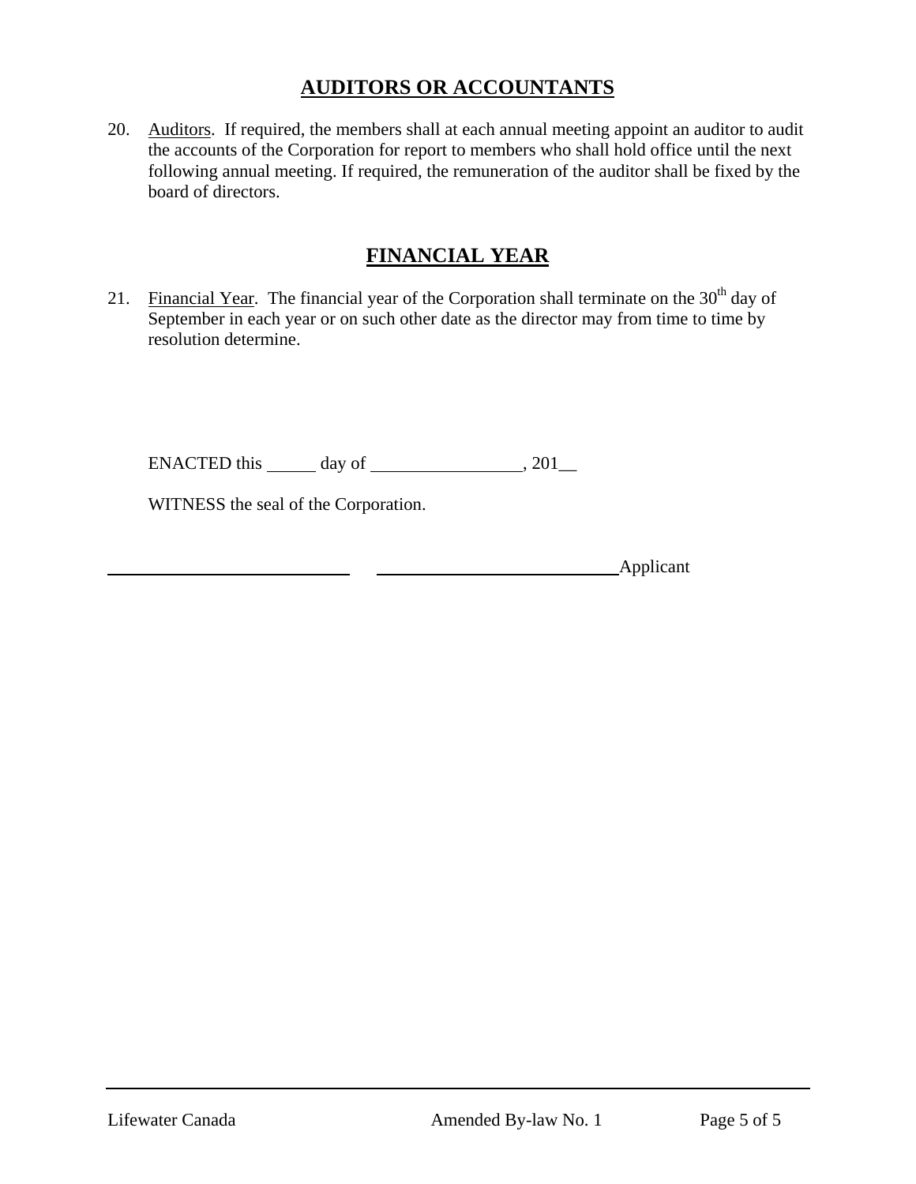## AUDITORS OR ACCOUNTANTS

20. Auditors. If required, the members shall at each annual meeting appoint an auditor to audit the accounts of the Corporation for report to members who shall hold office until the next following annual meeting. If required, the remuneration of the auditor shall be fixed by the board of directors.

## FINANCIAL YEAR

21. Financial Year. The financial year of the Corporation shall terminate on the 30th day of September in each year or on such other date as the director may from time to time by resolution determine.

ENACTED this _____ day of ________________, 201__

WITNESS the seal of the Corporation.

___________________________ ___________________________Applicant